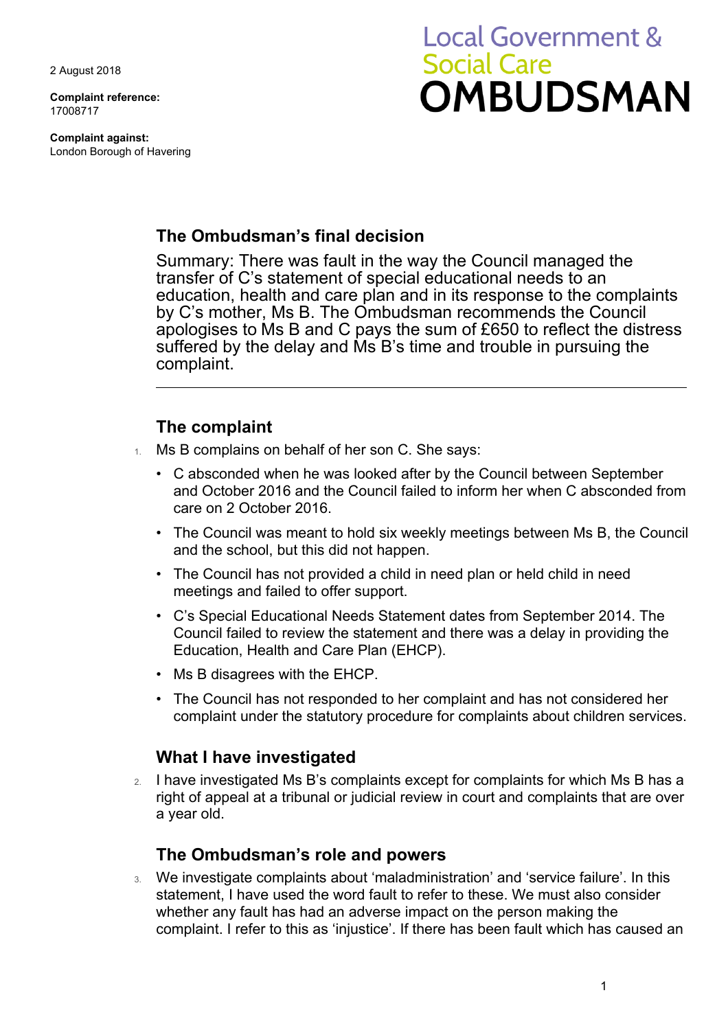2 August 2018

**Complaint reference:**
17008717

**Complaint against:**
London Borough of Havering

Local Government & Social Care **OMBUDSMAN**

## The Ombudsman's final decision

Summary: There was fault in the way the Council managed the transfer of C's statement of special educational needs to an education, health and care plan and in its response to the complaints by C's mother, Ms B. The Ombudsman recommends the Council apologises to Ms B and C pays the sum of £650 to reflect the distress suffered by the delay and Ms B's time and trouble in pursuing the complaint.

---

## The complaint

1. Ms B complains on behalf of her son C. She says:
   - C absconded when he was looked after by the Council between September and October 2016 and the Council failed to inform her when C absconded from care on 2 October 2016.
   - The Council was meant to hold six weekly meetings between Ms B, the Council and the school, but this did not happen.
   - The Council has not provided a child in need plan or held child in need meetings and failed to offer support.
   - C's Special Educational Needs Statement dates from September 2014. The Council failed to review the statement and there was a delay in providing the Education, Health and Care Plan (EHCP).
   - Ms B disagrees with the EHCP.
   - The Council has not responded to her complaint and has not considered her complaint under the statutory procedure for complaints about children services.

## What I have investigated

2. I have investigated Ms B's complaints except for complaints for which Ms B has a right of appeal at a tribunal or judicial review in court and complaints that are over a year old.

## The Ombudsman's role and powers

3. We investigate complaints about 'maladministration' and 'service failure'. In this statement, I have used the word fault to refer to these. We must also consider whether any fault has had an adverse impact on the person making the complaint. I refer to this as 'injustice'. If there has been fault which has caused an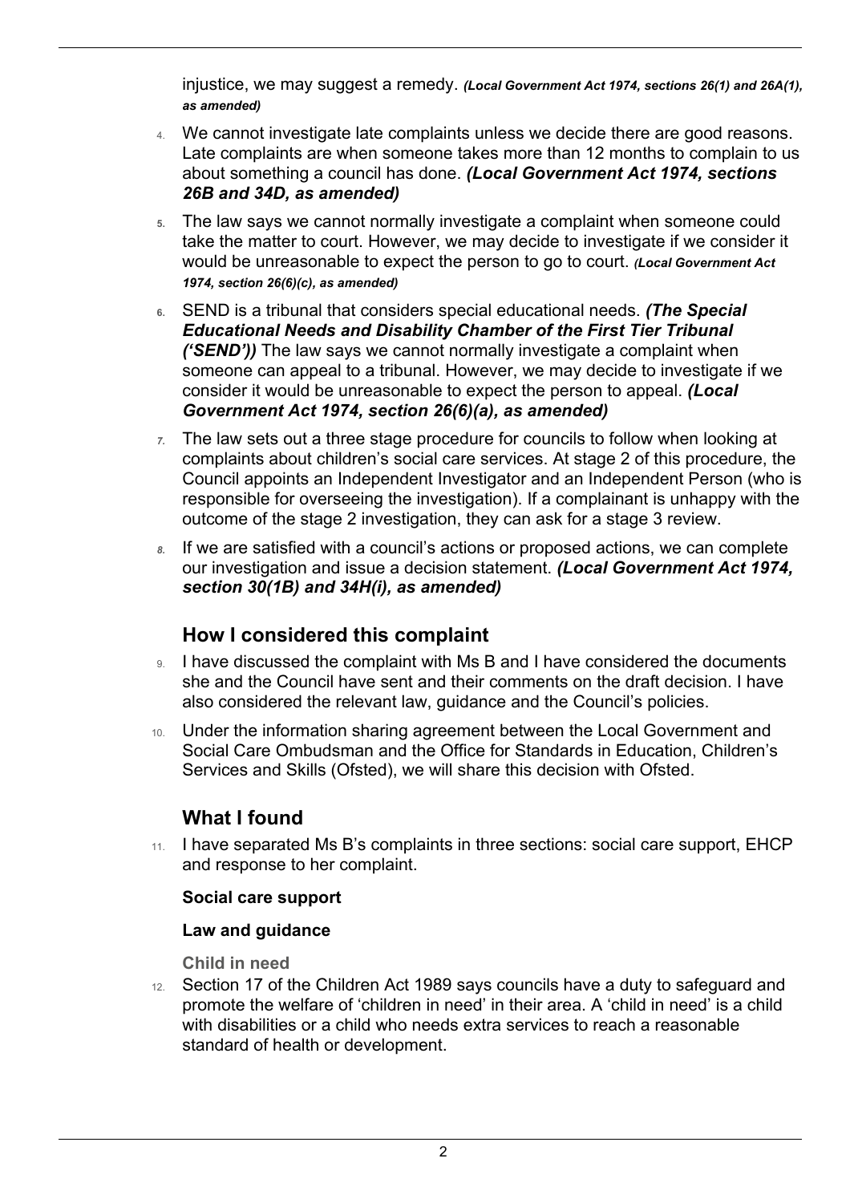injustice, we may suggest a remedy. ***(Local Government Act 1974, sections 26(1) and 26A(1), as amended)***

4. We cannot investigate late complaints unless we decide there are good reasons. Late complaints are when someone takes more than 12 months to complain to us about something a council has done. ***(Local Government Act 1974, sections 26B and 34D, as amended)***

5. The law says we cannot normally investigate a complaint when someone could take the matter to court. However, we may decide to investigate if we consider it would be unreasonable to expect the person to go to court. ***(Local Government Act 1974, section 26(6)(c), as amended)***

6. SEND is a tribunal that considers special educational needs. ***(The Special Educational Needs and Disability Chamber of the First Tier Tribunal ('SEND'))*** The law says we cannot normally investigate a complaint when someone can appeal to a tribunal. However, we may decide to investigate if we consider it would be unreasonable to expect the person to appeal. ***(Local Government Act 1974, section 26(6)(a), as amended)***

7. The law sets out a three stage procedure for councils to follow when looking at complaints about children's social care services. At stage 2 of this procedure, the Council appoints an Independent Investigator and an Independent Person (who is responsible for overseeing the investigation). If a complainant is unhappy with the outcome of the stage 2 investigation, they can ask for a stage 3 review.

8. If we are satisfied with a council's actions or proposed actions, we can complete our investigation and issue a decision statement. ***(Local Government Act 1974, section 30(1B) and 34H(i), as amended)***

## How I considered this complaint

9. I have discussed the complaint with Ms B and I have considered the documents she and the Council have sent and their comments on the draft decision. I have also considered the relevant law, guidance and the Council's policies.

10. Under the information sharing agreement between the Local Government and Social Care Ombudsman and the Office for Standards in Education, Children's Services and Skills (Ofsted), we will share this decision with Ofsted.

## What I found

11. I have separated Ms B's complaints in three sections: social care support, EHCP and response to her complaint.

### Social care support

#### Law and guidance

##### Child in need

12. Section 17 of the Children Act 1989 says councils have a duty to safeguard and promote the welfare of 'children in need' in their area. A 'child in need' is a child with disabilities or a child who needs extra services to reach a reasonable standard of health or development.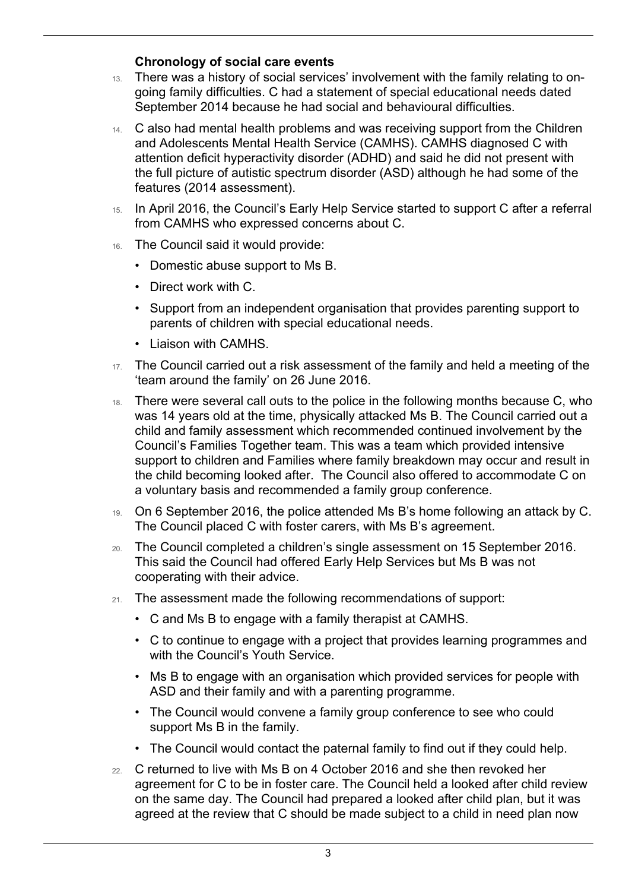### Chronology of social care events

13. There was a history of social services' involvement with the family relating to on-going family difficulties. C had a statement of special educational needs dated September 2014 because he had social and behavioural difficulties.
14. C also had mental health problems and was receiving support from the Children and Adolescents Mental Health Service (CAMHS). CAMHS diagnosed C with attention deficit hyperactivity disorder (ADHD) and said he did not present with the full picture of autistic spectrum disorder (ASD) although he had some of the features (2014 assessment).
15. In April 2016, the Council's Early Help Service started to support C after a referral from CAMHS who expressed concerns about C.
16. The Council said it would provide:
    - Domestic abuse support to Ms B.
    - Direct work with C.
    - Support from an independent organisation that provides parenting support to parents of children with special educational needs.
    - Liaison with CAMHS.
17. The Council carried out a risk assessment of the family and held a meeting of the 'team around the family' on 26 June 2016.
18. There were several call outs to the police in the following months because C, who was 14 years old at the time, physically attacked Ms B. The Council carried out a child and family assessment which recommended continued involvement by the Council's Families Together team. This was a team which provided intensive support to children and Families where family breakdown may occur and result in the child becoming looked after. The Council also offered to accommodate C on a voluntary basis and recommended a family group conference.
19. On 6 September 2016, the police attended Ms B's home following an attack by C. The Council placed C with foster carers, with Ms B's agreement.
20. The Council completed a children's single assessment on 15 September 2016. This said the Council had offered Early Help Services but Ms B was not cooperating with their advice.
21. The assessment made the following recommendations of support:
    - C and Ms B to engage with a family therapist at CAMHS.
    - C to continue to engage with a project that provides learning programmes and with the Council's Youth Service.
    - Ms B to engage with an organisation which provided services for people with ASD and their family and with a parenting programme.
    - The Council would convene a family group conference to see who could support Ms B in the family.
    - The Council would contact the paternal family to find out if they could help.
22. C returned to live with Ms B on 4 October 2016 and she then revoked her agreement for C to be in foster care. The Council held a looked after child review on the same day. The Council had prepared a looked after child plan, but it was agreed at the review that C should be made subject to a child in need plan now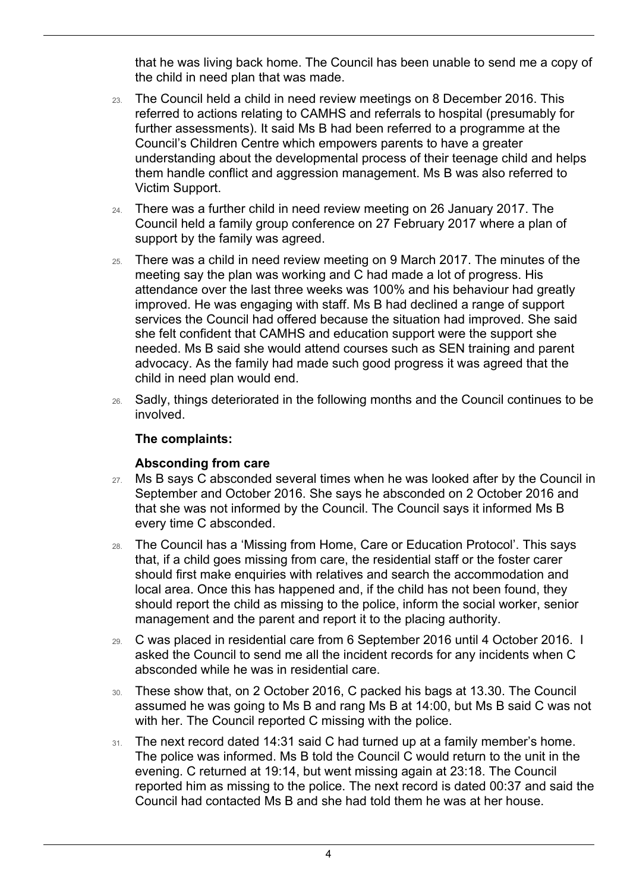that he was living back home. The Council has been unable to send me a copy of the child in need plan that was made.

23. The Council held a child in need review meetings on 8 December 2016. This referred to actions relating to CAMHS and referrals to hospital (presumably for further assessments). It said Ms B had been referred to a programme at the Council's Children Centre which empowers parents to have a greater understanding about the developmental process of their teenage child and helps them handle conflict and aggression management. Ms B was also referred to Victim Support.

24. There was a further child in need review meeting on 26 January 2017. The Council held a family group conference on 27 February 2017 where a plan of support by the family was agreed.

25. There was a child in need review meeting on 9 March 2017. The minutes of the meeting say the plan was working and C had made a lot of progress. His attendance over the last three weeks was 100% and his behaviour had greatly improved. He was engaging with staff. Ms B had declined a range of support services the Council had offered because the situation had improved. She said she felt confident that CAMHS and education support were the support she needed. Ms B said she would attend courses such as SEN training and parent advocacy. As the family had made such good progress it was agreed that the child in need plan would end.

26. Sadly, things deteriorated in the following months and the Council continues to be involved.

### The complaints:

#### Absconding from care

27. Ms B says C absconded several times when he was looked after by the Council in September and October 2016. She says he absconded on 2 October 2016 and that she was not informed by the Council. The Council says it informed Ms B every time C absconded.

28. The Council has a 'Missing from Home, Care or Education Protocol'. This says that, if a child goes missing from care, the residential staff or the foster carer should first make enquiries with relatives and search the accommodation and local area. Once this has happened and, if the child has not been found, they should report the child as missing to the police, inform the social worker, senior management and the parent and report it to the placing authority.

29. C was placed in residential care from 6 September 2016 until 4 October 2016. I asked the Council to send me all the incident records for any incidents when C absconded while he was in residential care.

30. These show that, on 2 October 2016, C packed his bags at 13.30. The Council assumed he was going to Ms B and rang Ms B at 14:00, but Ms B said C was not with her. The Council reported C missing with the police.

31. The next record dated 14:31 said C had turned up at a family member's home. The police was informed. Ms B told the Council C would return to the unit in the evening. C returned at 19:14, but went missing again at 23:18. The Council reported him as missing to the police. The next record is dated 00:37 and said the Council had contacted Ms B and she had told them he was at her house.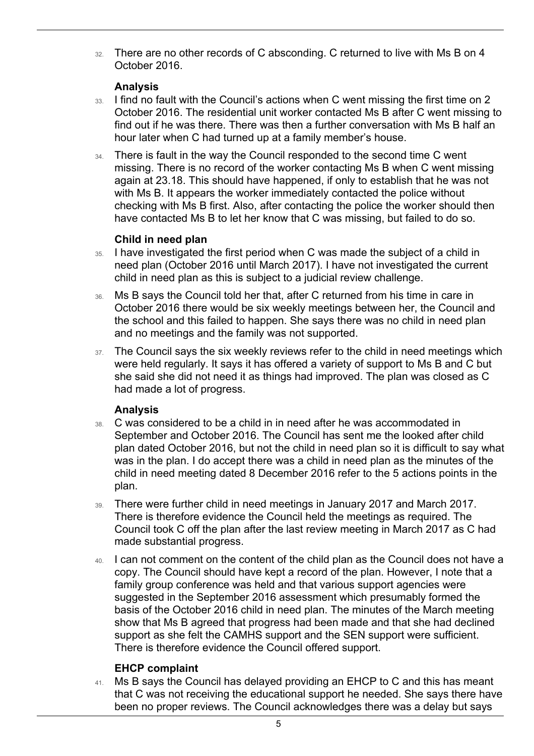32. There are no other records of C absconding. C returned to live with Ms B on 4 October 2016.

### Analysis

33. I find no fault with the Council's actions when C went missing the first time on 2 October 2016. The residential unit worker contacted Ms B after C went missing to find out if he was there. There was then a further conversation with Ms B half an hour later when C had turned up at a family member's house.

34. There is fault in the way the Council responded to the second time C went missing. There is no record of the worker contacting Ms B when C went missing again at 23.18. This should have happened, if only to establish that he was not with Ms B. It appears the worker immediately contacted the police without checking with Ms B first. Also, after contacting the police the worker should then have contacted Ms B to let her know that C was missing, but failed to do so.

### Child in need plan

35. I have investigated the first period when C was made the subject of a child in need plan (October 2016 until March 2017). I have not investigated the current child in need plan as this is subject to a judicial review challenge.

36. Ms B says the Council told her that, after C returned from his time in care in October 2016 there would be six weekly meetings between her, the Council and the school and this failed to happen. She says there was no child in need plan and no meetings and the family was not supported.

37. The Council says the six weekly reviews refer to the child in need meetings which were held regularly. It says it has offered a variety of support to Ms B and C but she said she did not need it as things had improved. The plan was closed as C had made a lot of progress.

### Analysis

38. C was considered to be a child in in need after he was accommodated in September and October 2016. The Council has sent me the looked after child plan dated October 2016, but not the child in need plan so it is difficult to say what was in the plan. I do accept there was a child in need plan as the minutes of the child in need meeting dated 8 December 2016 refer to the 5 actions points in the plan.

39. There were further child in need meetings in January 2017 and March 2017. There is therefore evidence the Council held the meetings as required. The Council took C off the plan after the last review meeting in March 2017 as C had made substantial progress.

40. I can not comment on the content of the child plan as the Council does not have a copy. The Council should have kept a record of the plan. However, I note that a family group conference was held and that various support agencies were suggested in the September 2016 assessment which presumably formed the basis of the October 2016 child in need plan. The minutes of the March meeting show that Ms B agreed that progress had been made and that she had declined support as she felt the CAMHS support and the SEN support were sufficient. There is therefore evidence the Council offered support.

### EHCP complaint

41. Ms B says the Council has delayed providing an EHCP to C and this has meant that C was not receiving the educational support he needed. She says there have been no proper reviews. The Council acknowledges there was a delay but says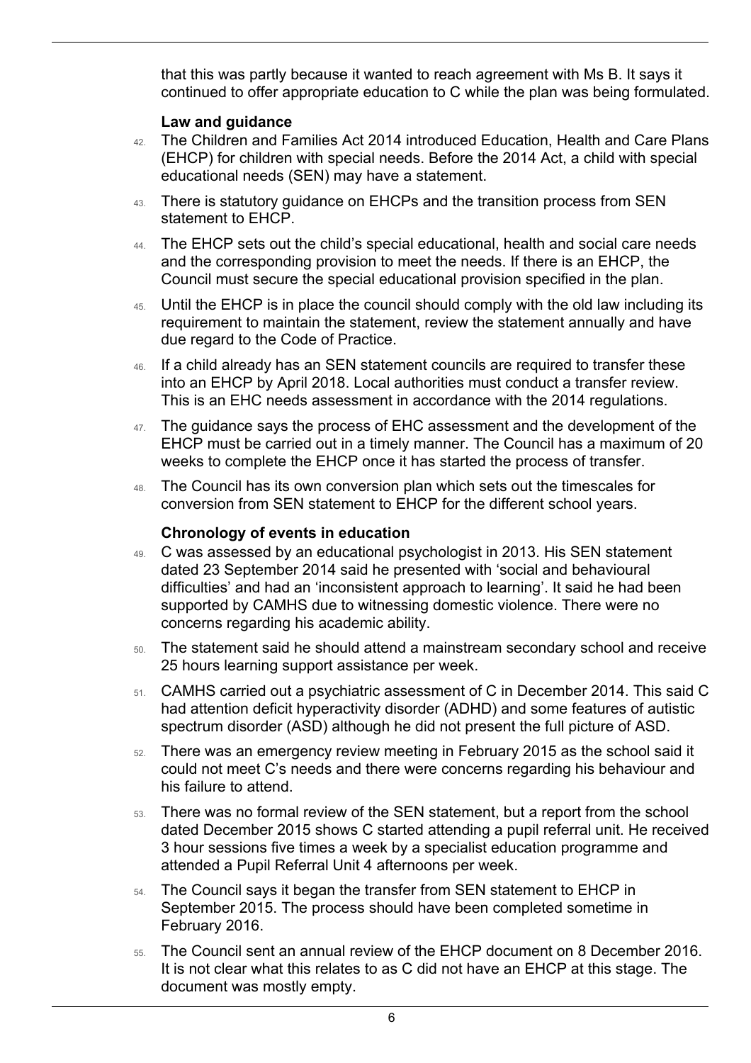that this was partly because it wanted to reach agreement with Ms B. It says it continued to offer appropriate education to C while the plan was being formulated.

### Law and guidance

42. The Children and Families Act 2014 introduced Education, Health and Care Plans (EHCP) for children with special needs. Before the 2014 Act, a child with special educational needs (SEN) may have a statement.

43. There is statutory guidance on EHCPs and the transition process from SEN statement to EHCP.

44. The EHCP sets out the child's special educational, health and social care needs and the corresponding provision to meet the needs. If there is an EHCP, the Council must secure the special educational provision specified in the plan.

45. Until the EHCP is in place the council should comply with the old law including its requirement to maintain the statement, review the statement annually and have due regard to the Code of Practice.

46. If a child already has an SEN statement councils are required to transfer these into an EHCP by April 2018. Local authorities must conduct a transfer review. This is an EHC needs assessment in accordance with the 2014 regulations.

47. The guidance says the process of EHC assessment and the development of the EHCP must be carried out in a timely manner. The Council has a maximum of 20 weeks to complete the EHCP once it has started the process of transfer.

48. The Council has its own conversion plan which sets out the timescales for conversion from SEN statement to EHCP for the different school years.

### Chronology of events in education

49. C was assessed by an educational psychologist in 2013. His SEN statement dated 23 September 2014 said he presented with 'social and behavioural difficulties' and had an 'inconsistent approach to learning'. It said he had been supported by CAMHS due to witnessing domestic violence. There were no concerns regarding his academic ability.

50. The statement said he should attend a mainstream secondary school and receive 25 hours learning support assistance per week.

51. CAMHS carried out a psychiatric assessment of C in December 2014. This said C had attention deficit hyperactivity disorder (ADHD) and some features of autistic spectrum disorder (ASD) although he did not present the full picture of ASD.

52. There was an emergency review meeting in February 2015 as the school said it could not meet C's needs and there were concerns regarding his behaviour and his failure to attend.

53. There was no formal review of the SEN statement, but a report from the school dated December 2015 shows C started attending a pupil referral unit. He received 3 hour sessions five times a week by a specialist education programme and attended a Pupil Referral Unit 4 afternoons per week.

54. The Council says it began the transfer from SEN statement to EHCP in September 2015. The process should have been completed sometime in February 2016.

55. The Council sent an annual review of the EHCP document on 8 December 2016. It is not clear what this relates to as C did not have an EHCP at this stage. The document was mostly empty.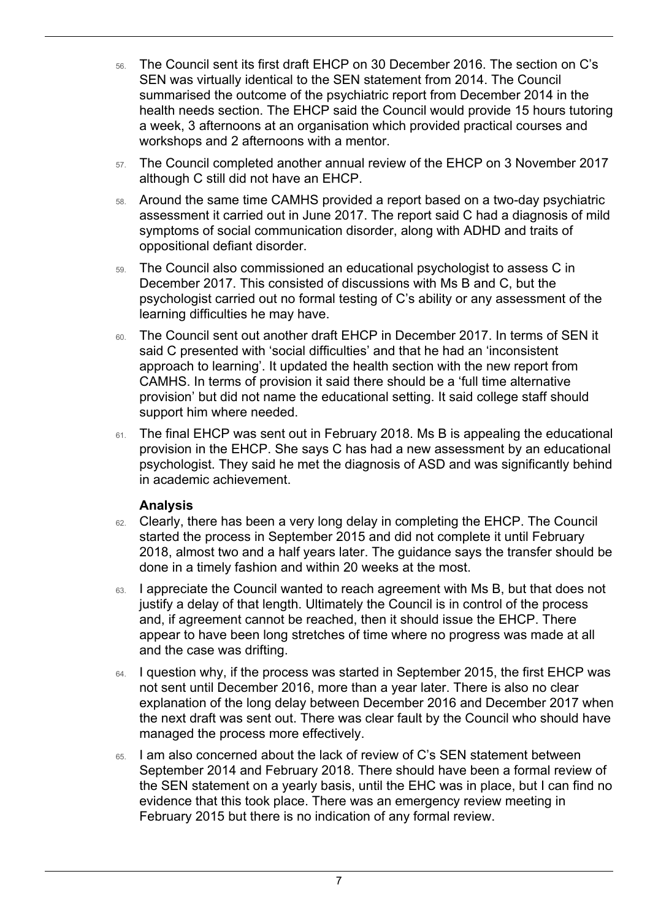56. The Council sent its first draft EHCP on 30 December 2016. The section on C's SEN was virtually identical to the SEN statement from 2014. The Council summarised the outcome of the psychiatric report from December 2014 in the health needs section. The EHCP said the Council would provide 15 hours tutoring a week, 3 afternoons at an organisation which provided practical courses and workshops and 2 afternoons with a mentor.

57. The Council completed another annual review of the EHCP on 3 November 2017 although C still did not have an EHCP.

58. Around the same time CAMHS provided a report based on a two-day psychiatric assessment it carried out in June 2017. The report said C had a diagnosis of mild symptoms of social communication disorder, along with ADHD and traits of oppositional defiant disorder.

59. The Council also commissioned an educational psychologist to assess C in December 2017. This consisted of discussions with Ms B and C, but the psychologist carried out no formal testing of C's ability or any assessment of the learning difficulties he may have.

60. The Council sent out another draft EHCP in December 2017. In terms of SEN it said C presented with 'social difficulties' and that he had an 'inconsistent approach to learning'. It updated the health section with the new report from CAMHS. In terms of provision it said there should be a 'full time alternative provision' but did not name the educational setting. It said college staff should support him where needed.

61. The final EHCP was sent out in February 2018. Ms B is appealing the educational provision in the EHCP. She says C has had a new assessment by an educational psychologist. They said he met the diagnosis of ASD and was significantly behind in academic achievement.

### Analysis

62. Clearly, there has been a very long delay in completing the EHCP. The Council started the process in September 2015 and did not complete it until February 2018, almost two and a half years later. The guidance says the transfer should be done in a timely fashion and within 20 weeks at the most.

63. I appreciate the Council wanted to reach agreement with Ms B, but that does not justify a delay of that length. Ultimately the Council is in control of the process and, if agreement cannot be reached, then it should issue the EHCP. There appear to have been long stretches of time where no progress was made at all and the case was drifting.

64. I question why, if the process was started in September 2015, the first EHCP was not sent until December 2016, more than a year later. There is also no clear explanation of the long delay between December 2016 and December 2017 when the next draft was sent out. There was clear fault by the Council who should have managed the process more effectively.

65. I am also concerned about the lack of review of C's SEN statement between September 2014 and February 2018. There should have been a formal review of the SEN statement on a yearly basis, until the EHC was in place, but I can find no evidence that this took place. There was an emergency review meeting in February 2015 but there is no indication of any formal review.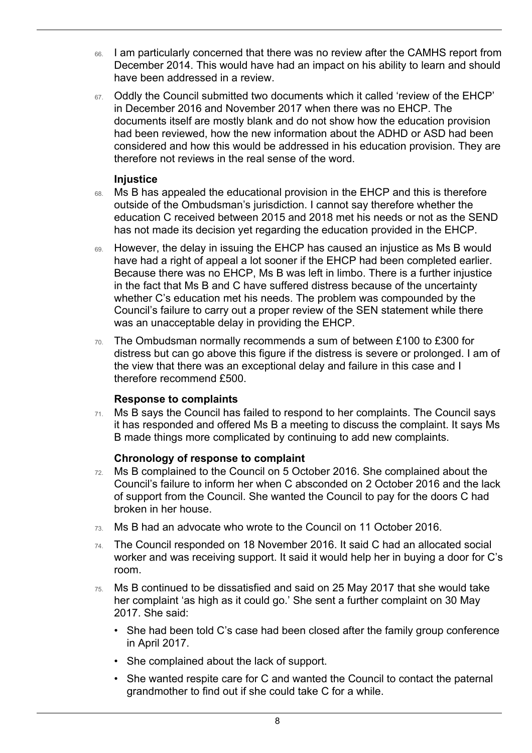66. I am particularly concerned that there was no review after the CAMHS report from December 2014. This would have had an impact on his ability to learn and should have been addressed in a review.

67. Oddly the Council submitted two documents which it called 'review of the EHCP' in December 2016 and November 2017 when there was no EHCP. The documents itself are mostly blank and do not show how the education provision had been reviewed, how the new information about the ADHD or ASD had been considered and how this would be addressed in his education provision. They are therefore not reviews in the real sense of the word.

### Injustice

68. Ms B has appealed the educational provision in the EHCP and this is therefore outside of the Ombudsman's jurisdiction. I cannot say therefore whether the education C received between 2015 and 2018 met his needs or not as the SEND has not made its decision yet regarding the education provided in the EHCP.

69. However, the delay in issuing the EHCP has caused an injustice as Ms B would have had a right of appeal a lot sooner if the EHCP had been completed earlier. Because there was no EHCP, Ms B was left in limbo. There is a further injustice in the fact that Ms B and C have suffered distress because of the uncertainty whether C's education met his needs. The problem was compounded by the Council's failure to carry out a proper review of the SEN statement while there was an unacceptable delay in providing the EHCP.

70. The Ombudsman normally recommends a sum of between £100 to £300 for distress but can go above this figure if the distress is severe or prolonged. I am of the view that there was an exceptional delay and failure in this case and I therefore recommend £500.

### Response to complaints

71. Ms B says the Council has failed to respond to her complaints. The Council says it has responded and offered Ms B a meeting to discuss the complaint. It says Ms B made things more complicated by continuing to add new complaints.

### Chronology of response to complaint

72. Ms B complained to the Council on 5 October 2016. She complained about the Council's failure to inform her when C absconded on 2 October 2016 and the lack of support from the Council. She wanted the Council to pay for the doors C had broken in her house.

73. Ms B had an advocate who wrote to the Council on 11 October 2016.

74. The Council responded on 18 November 2016. It said C had an allocated social worker and was receiving support. It said it would help her in buying a door for C's room.

75. Ms B continued to be dissatisfied and said on 25 May 2017 that she would take her complaint 'as high as it could go.' She sent a further complaint on 30 May 2017. She said:

- She had been told C's case had been closed after the family group conference in April 2017.
- She complained about the lack of support.
- She wanted respite care for C and wanted the Council to contact the paternal grandmother to find out if she could take C for a while.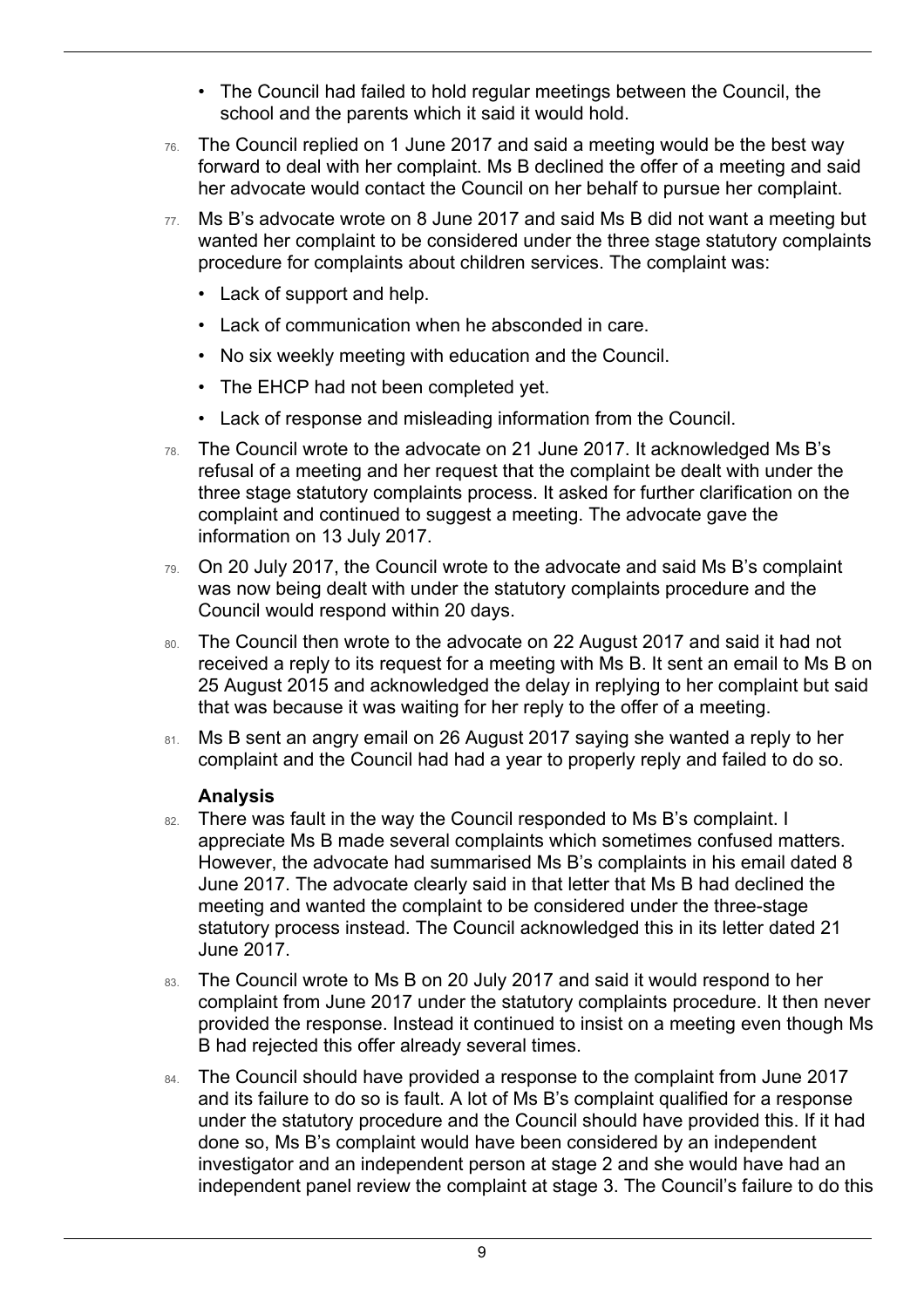- The Council had failed to hold regular meetings between the Council, the school and the parents which it said it would hold.

76. The Council replied on 1 June 2017 and said a meeting would be the best way forward to deal with her complaint. Ms B declined the offer of a meeting and said her advocate would contact the Council on her behalf to pursue her complaint.

77. Ms B's advocate wrote on 8 June 2017 and said Ms B did not want a meeting but wanted her complaint to be considered under the three stage statutory complaints procedure for complaints about children services. The complaint was:
    - Lack of support and help.
    - Lack of communication when he absconded in care.
    - No six weekly meeting with education and the Council.
    - The EHCP had not been completed yet.
    - Lack of response and misleading information from the Council.

78. The Council wrote to the advocate on 21 June 2017. It acknowledged Ms B's refusal of a meeting and her request that the complaint be dealt with under the three stage statutory complaints process. It asked for further clarification on the complaint and continued to suggest a meeting. The advocate gave the information on 13 July 2017.

79. On 20 July 2017, the Council wrote to the advocate and said Ms B's complaint was now being dealt with under the statutory complaints procedure and the Council would respond within 20 days.

80. The Council then wrote to the advocate on 22 August 2017 and said it had not received a reply to its request for a meeting with Ms B. It sent an email to Ms B on 25 August 2015 and acknowledged the delay in replying to her complaint but said that was because it was waiting for her reply to the offer of a meeting.

81. Ms B sent an angry email on 26 August 2017 saying she wanted a reply to her complaint and the Council had had a year to properly reply and failed to do so.

### Analysis

82. There was fault in the way the Council responded to Ms B's complaint. I appreciate Ms B made several complaints which sometimes confused matters. However, the advocate had summarised Ms B's complaints in his email dated 8 June 2017. The advocate clearly said in that letter that Ms B had declined the meeting and wanted the complaint to be considered under the three-stage statutory process instead. The Council acknowledged this in its letter dated 21 June 2017.

83. The Council wrote to Ms B on 20 July 2017 and said it would respond to her complaint from June 2017 under the statutory complaints procedure. It then never provided the response. Instead it continued to insist on a meeting even though Ms B had rejected this offer already several times.

84. The Council should have provided a response to the complaint from June 2017 and its failure to do so is fault. A lot of Ms B's complaint qualified for a response under the statutory procedure and the Council should have provided this. If it had done so, Ms B's complaint would have been considered by an independent investigator and an independent person at stage 2 and she would have had an independent panel review the complaint at stage 3. The Council's failure to do this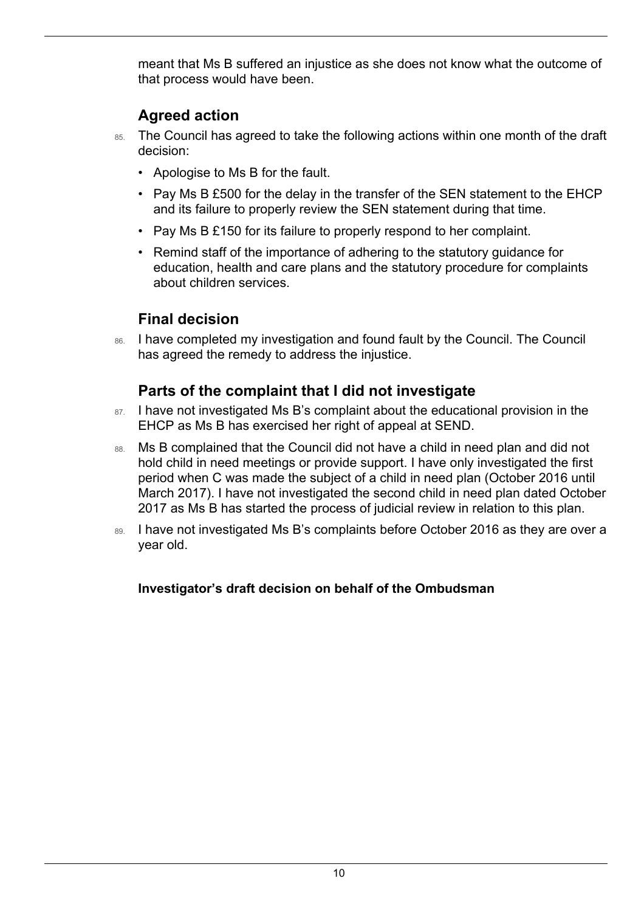meant that Ms B suffered an injustice as she does not know what the outcome of that process would have been.

## Agreed action

85. The Council has agreed to take the following actions within one month of the draft decision:

- Apologise to Ms B for the fault.
- Pay Ms B £500 for the delay in the transfer of the SEN statement to the EHCP and its failure to properly review the SEN statement during that time.
- Pay Ms B £150 for its failure to properly respond to her complaint.
- Remind staff of the importance of adhering to the statutory guidance for education, health and care plans and the statutory procedure for complaints about children services.

## Final decision

86. I have completed my investigation and found fault by the Council. The Council has agreed the remedy to address the injustice.

## Parts of the complaint that I did not investigate

87. I have not investigated Ms B's complaint about the educational provision in the EHCP as Ms B has exercised her right of appeal at SEND.

88. Ms B complained that the Council did not have a child in need plan and did not hold child in need meetings or provide support. I have only investigated the first period when C was made the subject of a child in need plan (October 2016 until March 2017). I have not investigated the second child in need plan dated October 2017 as Ms B has started the process of judicial review in relation to this plan.

89. I have not investigated Ms B's complaints before October 2016 as they are over a year old.

**Investigator's draft decision on behalf of the Ombudsman**